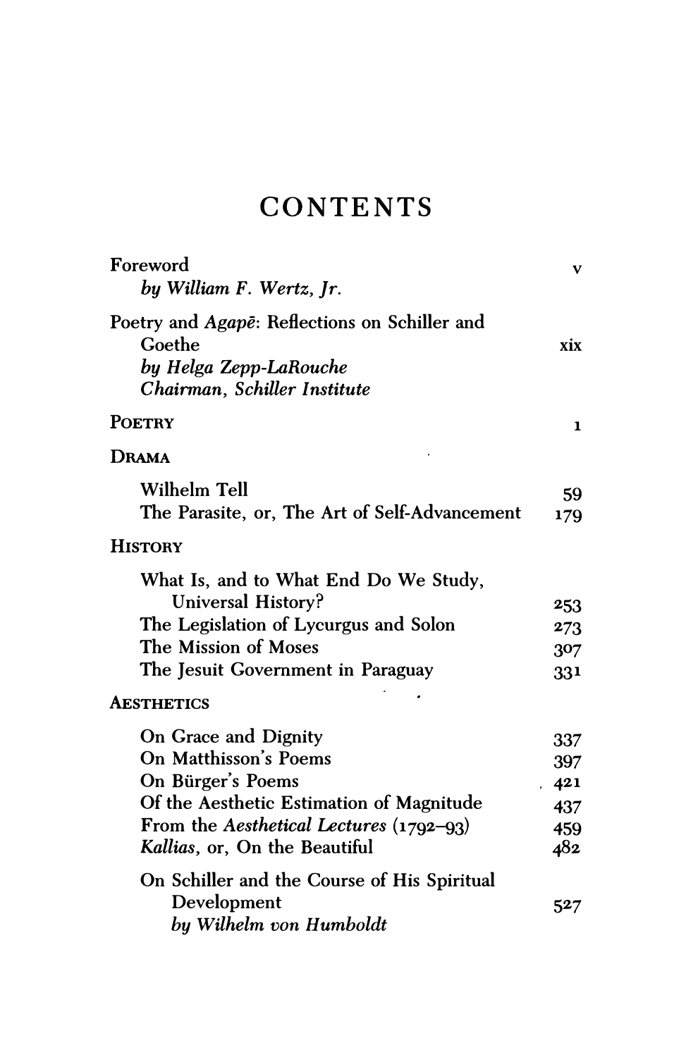# CONTENTS

| | |
|---|---|
| Foreword<br>*by William F. Wertz, Jr.* | v |
| Poetry and *Agapē*: Reflections on Schiller and Goethe<br>*by Helga Zepp-LaRouche*<br>*Chairman, Schiller Institute* | xix |
| **POETRY** | 1 |
| **DRAMA** | |
| Wilhelm Tell | 59 |
| The Parasite, or, The Art of Self-Advancement | 179 |
| **HISTORY** | |
| What Is, and to What End Do We Study, Universal History? | 253 |
| The Legislation of Lycurgus and Solon | 273 |
| The Mission of Moses | 307 |
| The Jesuit Government in Paraguay | 331 |
| **AESTHETICS** | |
| On Grace and Dignity | 337 |
| On Matthisson's Poems | 397 |
| On Bürger's Poems | 421 |
| Of the Aesthetic Estimation of Magnitude | 437 |
| From the *Aesthetical Lectures* (1792–93) | 459 |
| *Kallias*, or, On the Beautiful | 482 |
| On Schiller and the Course of His Spiritual Development<br>*by Wilhelm von Humboldt* | 527 |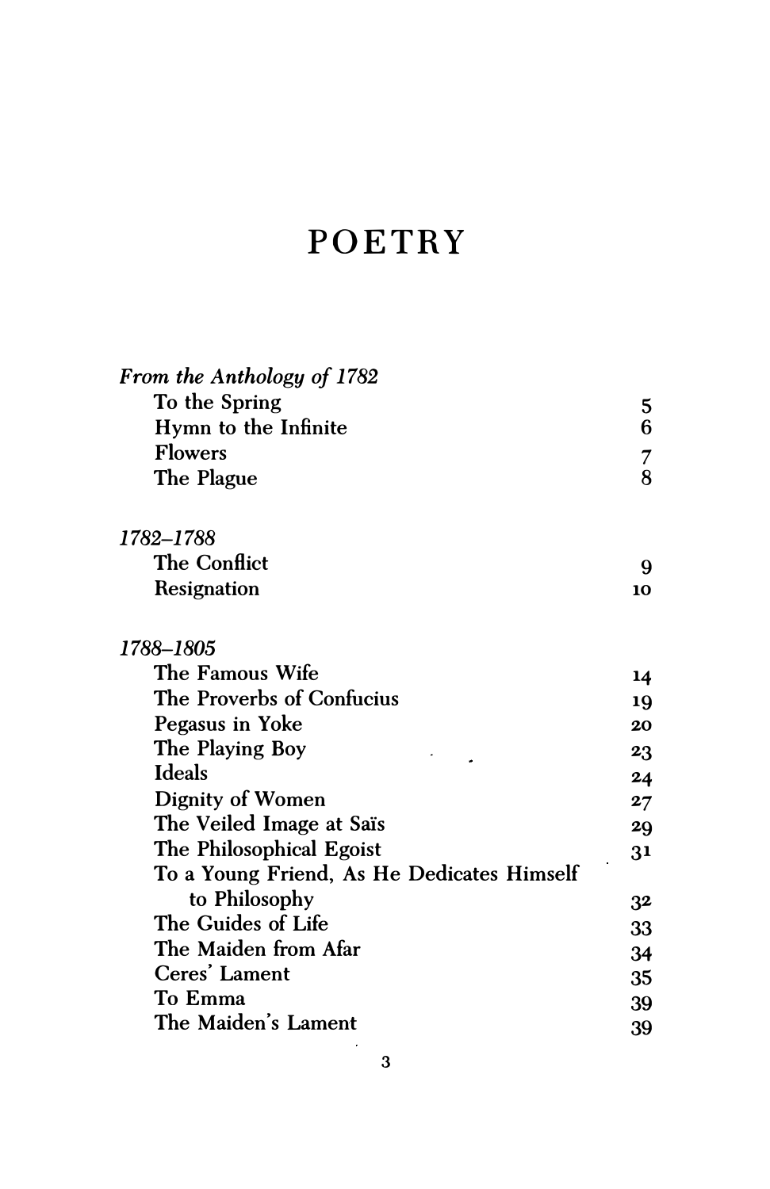# POETRY

*From the Anthology of 1782*

| | |
|---|---|
| To the Spring | 5 |
| Hymn to the Infinite | 6 |
| Flowers | 7 |
| The Plague | 8 |

*1782–1788*

| | |
|---|---|
| The Conflict | 9 |
| Resignation | 10 |

*1788–1805*

| | |
|---|---|
| The Famous Wife | 14 |
| The Proverbs of Confucius | 19 |
| Pegasus in Yoke | 20 |
| The Playing Boy | 23 |
| Ideals | 24 |
| Dignity of Women | 27 |
| The Veiled Image at Saïs | 29 |
| The Philosophical Egoist | 31 |
| To a Young Friend, As He Dedicates Himself to Philosophy | 32 |
| The Guides of Life | 33 |
| The Maiden from Afar | 34 |
| Ceres' Lament | 35 |
| To Emma | 39 |
| The Maiden's Lament | 39 |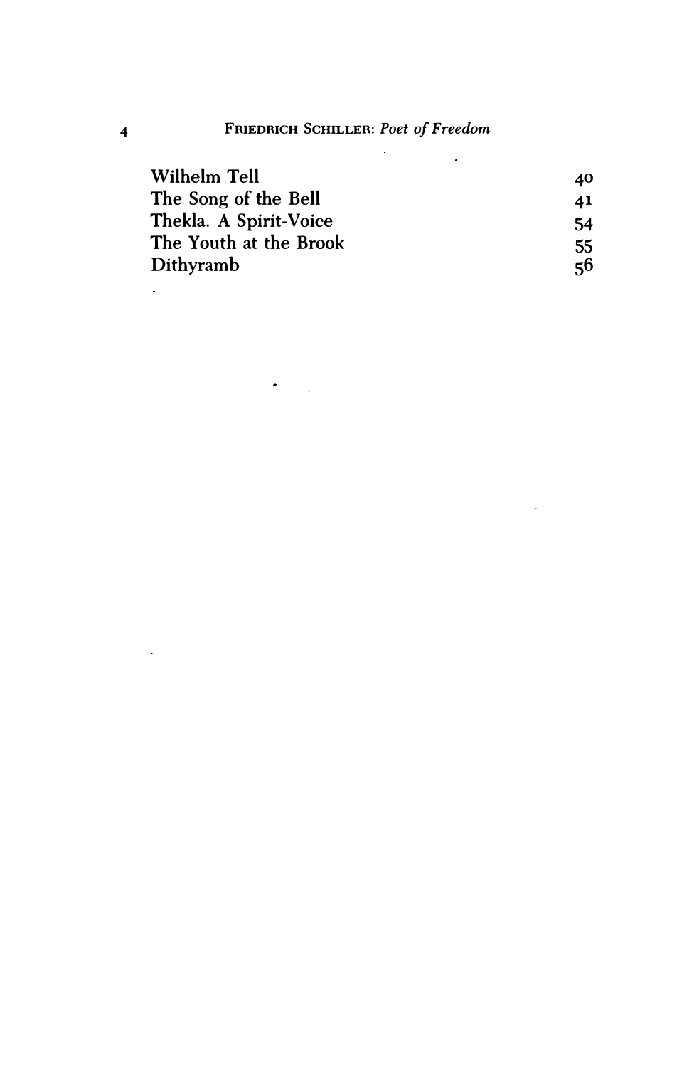| | |
|---|---|
| Wilhelm Tell | 40 |
| The Song of the Bell | 41 |
| Thekla. A Spirit-Voice | 54 |
| The Youth at the Brook | 55 |
| Dithyramb | 56 |